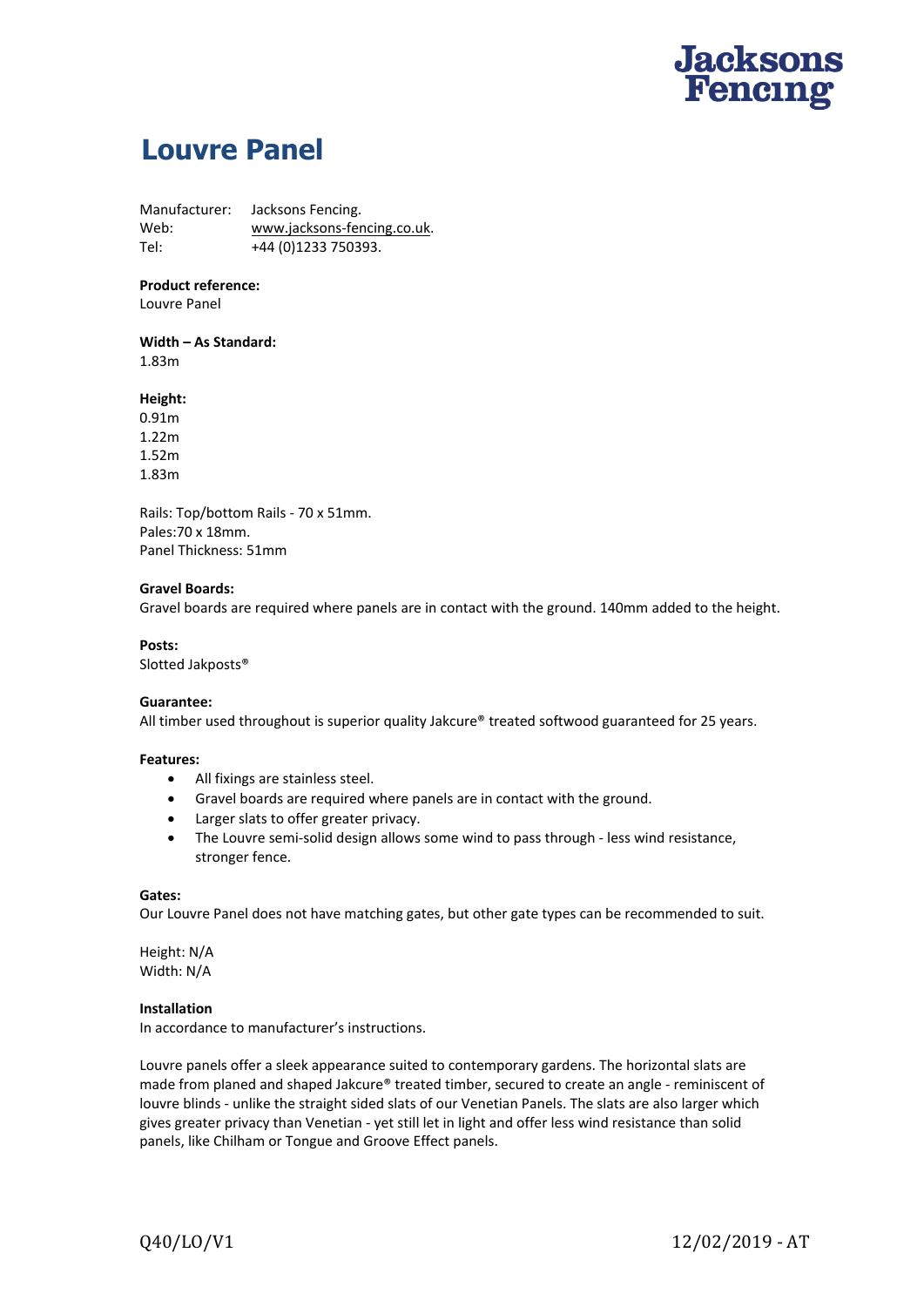Jacksons Fencing

# Louvre Panel

Manufacturer: Jacksons Fencing.
Web: www.jacksons-fencing.co.uk.
Tel: +44 (0)1233 750393.

**Product reference:**
Louvre Panel

**Width – As Standard:**
1.83m

**Height:**
0.91m
1.22m
1.52m
1.83m

Rails: Top/bottom Rails - 70 x 51mm.
Pales:70 x 18mm.
Panel Thickness: 51mm

**Gravel Boards:**
Gravel boards are required where panels are in contact with the ground. 140mm added to the height.

**Posts:**
Slotted Jakposts®

**Guarantee:**
All timber used throughout is superior quality Jakcure® treated softwood guaranteed for 25 years.

**Features:**

- All fixings are stainless steel.
- Gravel boards are required where panels are in contact with the ground.
- Larger slats to offer greater privacy.
- The Louvre semi-solid design allows some wind to pass through - less wind resistance, stronger fence.

**Gates:**
Our Louvre Panel does not have matching gates, but other gate types can be recommended to suit.

Height: N/A
Width: N/A

**Installation**
In accordance to manufacturer's instructions.

Louvre panels offer a sleek appearance suited to contemporary gardens. The horizontal slats are made from planed and shaped Jakcure® treated timber, secured to create an angle - reminiscent of louvre blinds - unlike the straight sided slats of our Venetian Panels. The slats are also larger which gives greater privacy than Venetian - yet still let in light and offer less wind resistance than solid panels, like Chilham or Tongue and Groove Effect panels.

Q40/LO/V1 12/02/2019 - AT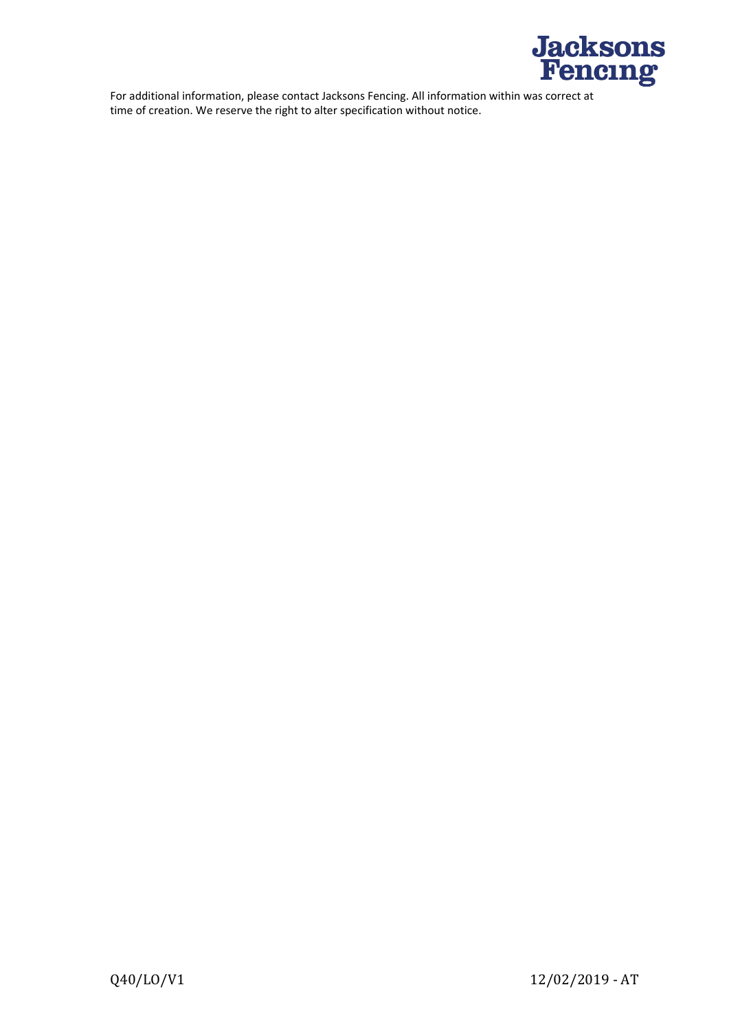For additional information, please contact Jacksons Fencing. All information within was correct at time of creation. We reserve the right to alter specification without notice.

Q40/LO/V1 12/02/2019 - AT